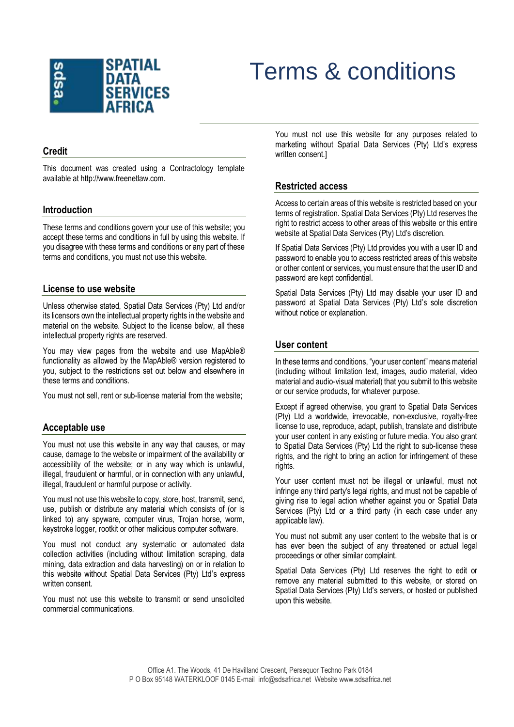# Terms & conditions

## Credit

This document was created using a Contractology template available at http://www.freenetlaw.com.

## Introduction

These terms and conditions govern your use of this website; you accept these terms and conditions in full by using this website. If you disagree with these terms and conditions or any part of these terms and conditions, you must not use this website.

## License to use website

Unless otherwise stated, Spatial Data Services (Pty) Ltd and/or its licensors own the intellectual property rights in the website and material on the website. Subject to the license below, all these intellectual property rights are reserved.

You may view pages from the website and use MapAble® functionality as allowed by the MapAble® version registered to you, subject to the restrictions set out below and elsewhere in these terms and conditions.

You must not sell, rent or sub-license material from the website;

## Acceptable use

You must not use this website in any way that causes, or may cause, damage to the website or impairment of the availability or accessibility of the website; or in any way which is unlawful, illegal, fraudulent or harmful, or in connection with any unlawful, illegal, fraudulent or harmful purpose or activity.

You must not use this website to copy, store, host, transmit, send, use, publish or distribute any material which consists of (or is linked to) any spyware, computer virus, Trojan horse, worm, keystroke logger, rootkit or other malicious computer software.

You must not conduct any systematic or automated data collection activities (including without limitation scraping, data mining, data extraction and data harvesting) on or in relation to this website without Spatial Data Services (Pty) Ltd's express written consent.

You must not use this website to transmit or send unsolicited commercial communications.

You must not use this website for any purposes related to marketing without Spatial Data Services (Pty) Ltd's express written consent.]

## Restricted access

Access to certain areas of this website is restricted based on your terms of registration. Spatial Data Services (Pty) Ltd reserves the right to restrict access to other areas of this website or this entire website at Spatial Data Services (Pty) Ltd's discretion.

If Spatial Data Services (Pty) Ltd provides you with a user ID and password to enable you to access restricted areas of this website or other content or services, you must ensure that the user ID and password are kept confidential.

Spatial Data Services (Pty) Ltd may disable your user ID and password at Spatial Data Services (Pty) Ltd's sole discretion without notice or explanation.

## User content

In these terms and conditions, "your user content" means material (including without limitation text, images, audio material, video material and audio-visual material) that you submit to this website or our service products, for whatever purpose.

Except if agreed otherwise, you grant to Spatial Data Services (Pty) Ltd a worldwide, irrevocable, non-exclusive, royalty-free license to use, reproduce, adapt, publish, translate and distribute your user content in any existing or future media. You also grant to Spatial Data Services (Pty) Ltd the right to sub-license these rights, and the right to bring an action for infringement of these rights.

Your user content must not be illegal or unlawful, must not infringe any third party's legal rights, and must not be capable of giving rise to legal action whether against you or Spatial Data Services (Pty) Ltd or a third party (in each case under any applicable law).

You must not submit any user content to the website that is or has ever been the subject of any threatened or actual legal proceedings or other similar complaint.

Spatial Data Services (Pty) Ltd reserves the right to edit or remove any material submitted to this website, or stored on Spatial Data Services (Pty) Ltd's servers, or hosted or published upon this website.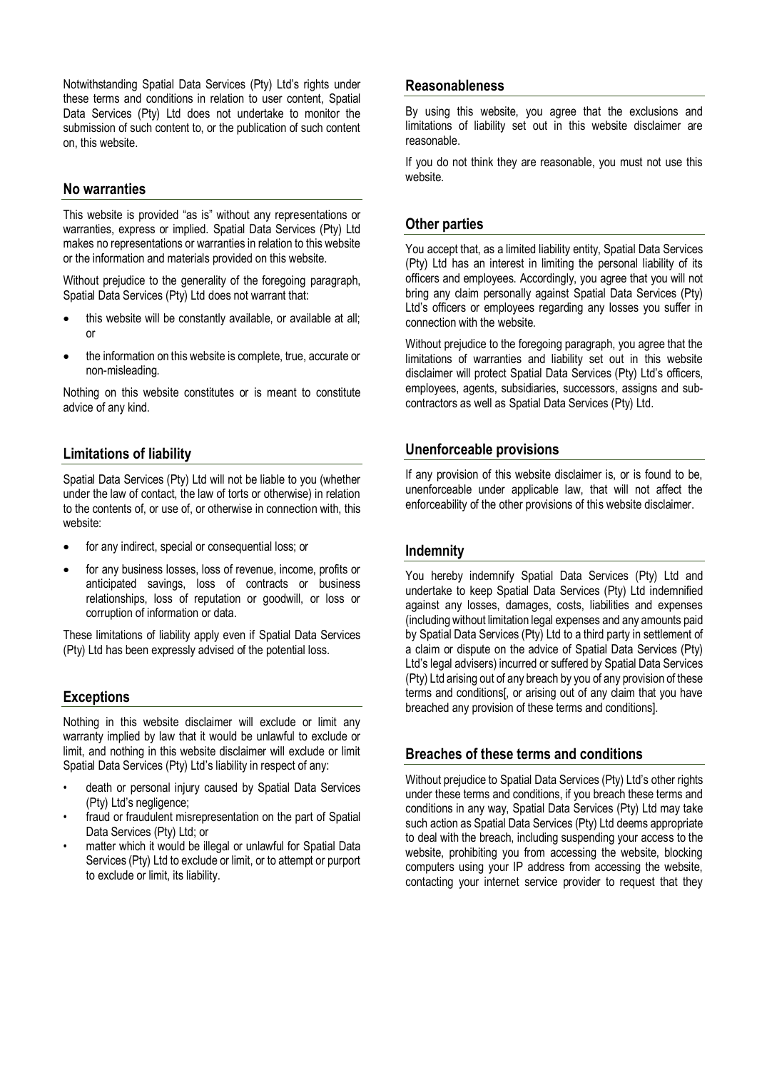Notwithstanding Spatial Data Services (Pty) Ltd's rights under these terms and conditions in relation to user content, Spatial Data Services (Pty) Ltd does not undertake to monitor the submission of such content to, or the publication of such content on, this website.

## No warranties

This website is provided "as is" without any representations or warranties, express or implied. Spatial Data Services (Pty) Ltd makes no representations or warranties in relation to this website or the information and materials provided on this website.

Without prejudice to the generality of the foregoing paragraph, Spatial Data Services (Pty) Ltd does not warrant that:

- this website will be constantly available, or available at all; or
- the information on this website is complete, true, accurate or non-misleading.

Nothing on this website constitutes or is meant to constitute advice of any kind.

## Limitations of liability

Spatial Data Services (Pty) Ltd will not be liable to you (whether under the law of contact, the law of torts or otherwise) in relation to the contents of, or use of, or otherwise in connection with, this website:

- for any indirect, special or consequential loss; or
- for any business losses, loss of revenue, income, profits or anticipated savings, loss of contracts or business relationships, loss of reputation or goodwill, or loss or corruption of information or data.

These limitations of liability apply even if Spatial Data Services (Pty) Ltd has been expressly advised of the potential loss.

## Exceptions

Nothing in this website disclaimer will exclude or limit any warranty implied by law that it would be unlawful to exclude or limit, and nothing in this website disclaimer will exclude or limit Spatial Data Services (Pty) Ltd's liability in respect of any:

- death or personal injury caused by Spatial Data Services (Pty) Ltd's negligence;
- fraud or fraudulent misrepresentation on the part of Spatial Data Services (Pty) Ltd; or
- matter which it would be illegal or unlawful for Spatial Data Services (Pty) Ltd to exclude or limit, or to attempt or purport to exclude or limit, its liability.

## Reasonableness

By using this website, you agree that the exclusions and limitations of liability set out in this website disclaimer are reasonable.

If you do not think they are reasonable, you must not use this website.

## Other parties

You accept that, as a limited liability entity, Spatial Data Services (Pty) Ltd has an interest in limiting the personal liability of its officers and employees. Accordingly, you agree that you will not bring any claim personally against Spatial Data Services (Pty) Ltd's officers or employees regarding any losses you suffer in connection with the website.

Without prejudice to the foregoing paragraph, you agree that the limitations of warranties and liability set out in this website disclaimer will protect Spatial Data Services (Pty) Ltd's officers, employees, agents, subsidiaries, successors, assigns and sub-contractors as well as Spatial Data Services (Pty) Ltd.

## Unenforceable provisions

If any provision of this website disclaimer is, or is found to be, unenforceable under applicable law, that will not affect the enforceability of the other provisions of this website disclaimer.

## Indemnity

You hereby indemnify Spatial Data Services (Pty) Ltd and undertake to keep Spatial Data Services (Pty) Ltd indemnified against any losses, damages, costs, liabilities and expenses (including without limitation legal expenses and any amounts paid by Spatial Data Services (Pty) Ltd to a third party in settlement of a claim or dispute on the advice of Spatial Data Services (Pty) Ltd's legal advisers) incurred or suffered by Spatial Data Services (Pty) Ltd arising out of any breach by you of any provision of these terms and conditions[, or arising out of any claim that you have breached any provision of these terms and conditions].

## Breaches of these terms and conditions

Without prejudice to Spatial Data Services (Pty) Ltd's other rights under these terms and conditions, if you breach these terms and conditions in any way, Spatial Data Services (Pty) Ltd may take such action as Spatial Data Services (Pty) Ltd deems appropriate to deal with the breach, including suspending your access to the website, prohibiting you from accessing the website, blocking computers using your IP address from accessing the website, contacting your internet service provider to request that they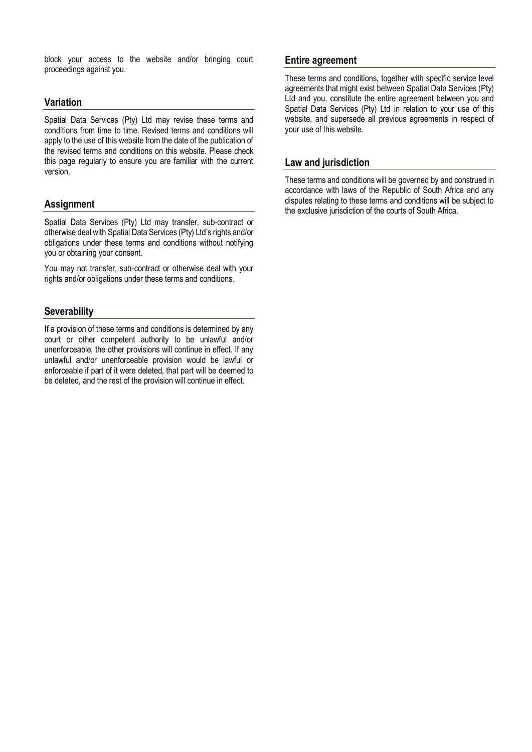block your access to the website and/or bringing court proceedings against you.

## Variation

Spatial Data Services (Pty) Ltd may revise these terms and conditions from time to time. Revised terms and conditions will apply to the use of this website from the date of the publication of the revised terms and conditions on this website. Please check this page regularly to ensure you are familiar with the current version.

## Assignment

Spatial Data Services (Pty) Ltd may transfer, sub-contract or otherwise deal with Spatial Data Services (Pty) Ltd's rights and/or obligations under these terms and conditions without notifying you or obtaining your consent.

You may not transfer, sub-contract or otherwise deal with your rights and/or obligations under these terms and conditions.

## Severability

If a provision of these terms and conditions is determined by any court or other competent authority to be unlawful and/or unenforceable, the other provisions will continue in effect. If any unlawful and/or unenforceable provision would be lawful or enforceable if part of it were deleted, that part will be deemed to be deleted, and the rest of the provision will continue in effect.

## Entire agreement

These terms and conditions, together with specific service level agreements that might exist between Spatial Data Services (Pty) Ltd and you, constitute the entire agreement between you and Spatial Data Services (Pty) Ltd in relation to your use of this website, and supersede all previous agreements in respect of your use of this website.

## Law and jurisdiction

These terms and conditions will be governed by and construed in accordance with laws of the Republic of South Africa and any disputes relating to these terms and conditions will be subject to the exclusive jurisdiction of the courts of South Africa.